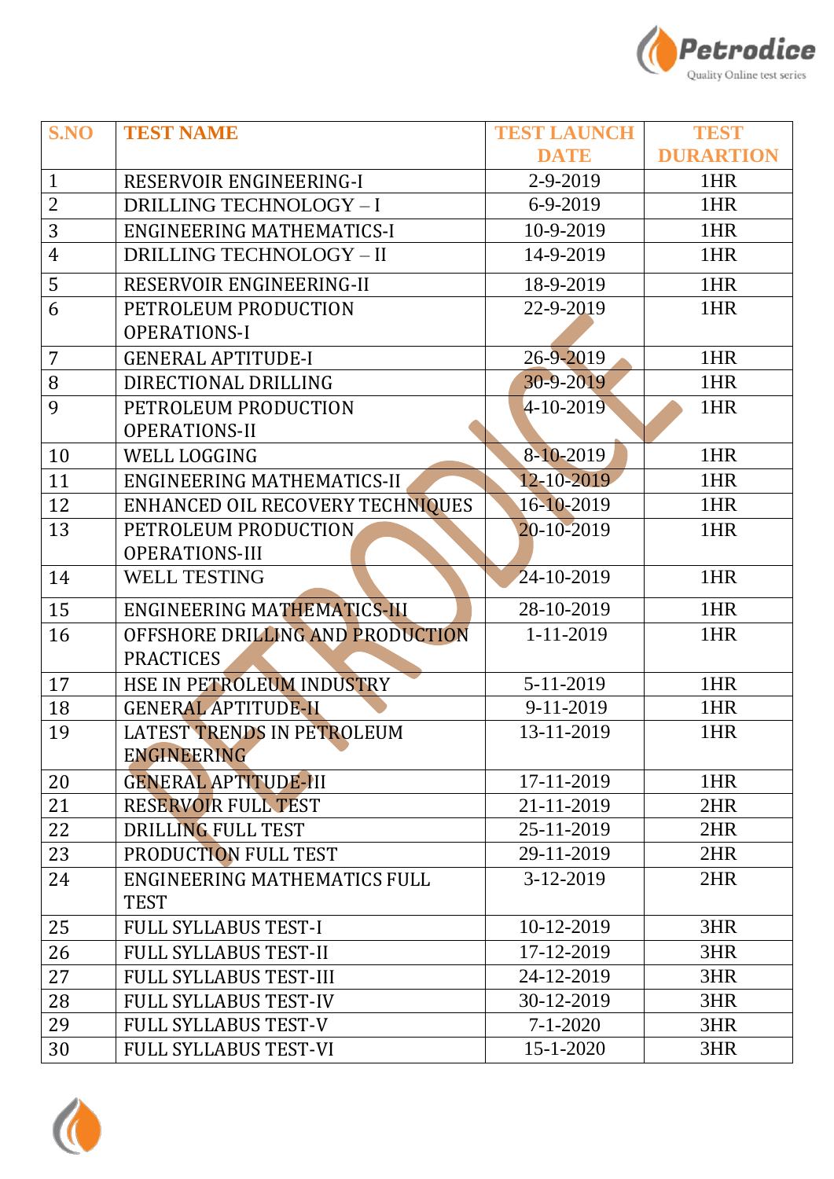| S.NO | TEST NAME | TEST LAUNCH DATE | TEST DURARTION |
|---|---|---|---|
| 1 | RESERVOIR ENGINEERING-I | 2-9-2019 | 1HR |
| 2 | DRILLING TECHNOLOGY – I | 6-9-2019 | 1HR |
| 3 | ENGINEERING MATHEMATICS-I | 10-9-2019 | 1HR |
| 4 | DRILLING TECHNOLOGY – II | 14-9-2019 | 1HR |
| 5 | RESERVOIR ENGINEERING-II | 18-9-2019 | 1HR |
| 6 | PETROLEUM PRODUCTION OPERATIONS-I | 22-9-2019 | 1HR |
| 7 | GENERAL APTITUDE-I | 26-9-2019 | 1HR |
| 8 | DIRECTIONAL DRILLING | 30-9-2019 | 1HR |
| 9 | PETROLEUM PRODUCTION OPERATIONS-II | 4-10-2019 | 1HR |
| 10 | WELL LOGGING | 8-10-2019 | 1HR |
| 11 | ENGINEERING MATHEMATICS-II | 12-10-2019 | 1HR |
| 12 | ENHANCED OIL RECOVERY TECHNIQUES | 16-10-2019 | 1HR |
| 13 | PETROLEUM PRODUCTION OPERATIONS-III | 20-10-2019 | 1HR |
| 14 | WELL TESTING | 24-10-2019 | 1HR |
| 15 | ENGINEERING MATHEMATICS-III | 28-10-2019 | 1HR |
| 16 | OFFSHORE DRILLING AND PRODUCTION PRACTICES | 1-11-2019 | 1HR |
| 17 | HSE IN PETROLEUM INDUSTRY | 5-11-2019 | 1HR |
| 18 | GENERAL APTITUDE-II | 9-11-2019 | 1HR |
| 19 | LATEST TRENDS IN PETROLEUM ENGINEERING | 13-11-2019 | 1HR |
| 20 | GENERAL APTITUDE-III | 17-11-2019 | 1HR |
| 21 | RESERVOIR FULL TEST | 21-11-2019 | 2HR |
| 22 | DRILLING FULL TEST | 25-11-2019 | 2HR |
| 23 | PRODUCTION FULL TEST | 29-11-2019 | 2HR |
| 24 | ENGINEERING MATHEMATICS FULL TEST | 3-12-2019 | 2HR |
| 25 | FULL SYLLABUS TEST-I | 10-12-2019 | 3HR |
| 26 | FULL SYLLABUS TEST-II | 17-12-2019 | 3HR |
| 27 | FULL SYLLABUS TEST-III | 24-12-2019 | 3HR |
| 28 | FULL SYLLABUS TEST-IV | 30-12-2019 | 3HR |
| 29 | FULL SYLLABUS TEST-V | 7-1-2020 | 3HR |
| 30 | FULL SYLLABUS TEST-VI | 15-1-2020 | 3HR |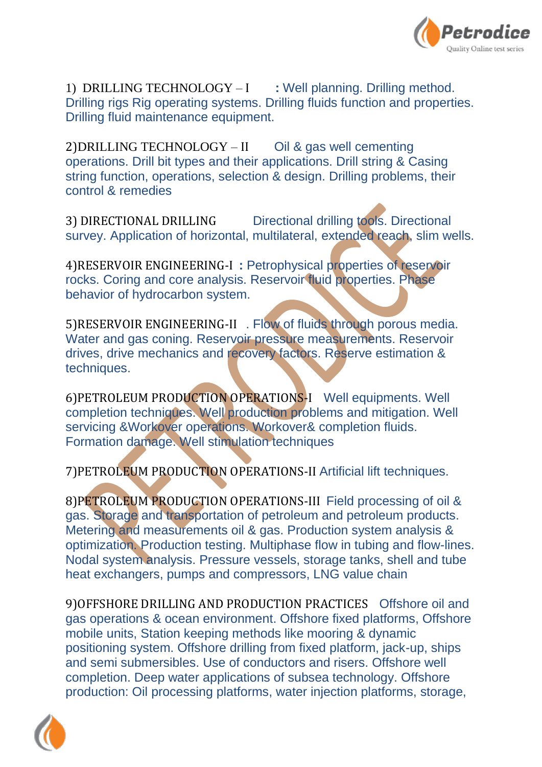1) DRILLING TECHNOLOGY – I : Well planning. Drilling method. Drilling rigs Rig operating systems. Drilling fluids function and properties. Drilling fluid maintenance equipment.

2)DRILLING TECHNOLOGY – II Oil & gas well cementing operations. Drill bit types and their applications. Drill string & Casing string function, operations, selection & design. Drilling problems, their control & remedies

3) DIRECTIONAL DRILLING Directional drilling tools. Directional survey. Application of horizontal, multilateral, extended reach, slim wells.

4)RESERVOIR ENGINEERING-I : Petrophysical properties of reservoir rocks. Coring and core analysis. Reservoir fluid properties. Phase behavior of hydrocarbon system.

5)RESERVOIR ENGINEERING-II . Flow of fluids through porous media. Water and gas coning. Reservoir pressure measurements. Reservoir drives, drive mechanics and recovery factors. Reserve estimation & techniques.

6)PETROLEUM PRODUCTION OPERATIONS-I Well equipments. Well completion techniques. Well production problems and mitigation. Well servicing &Workover operations. Workover& completion fluids. Formation damage. Well stimulation techniques

7)PETROLEUM PRODUCTION OPERATIONS-II Artificial lift techniques.

8)PETROLEUM PRODUCTION OPERATIONS-III Field processing of oil & gas. Storage and transportation of petroleum and petroleum products. Metering and measurements oil & gas. Production system analysis & optimization. Production testing. Multiphase flow in tubing and flow-lines. Nodal system analysis. Pressure vessels, storage tanks, shell and tube heat exchangers, pumps and compressors, LNG value chain

9)OFFSHORE DRILLING AND PRODUCTION PRACTICES Offshore oil and gas operations & ocean environment. Offshore fixed platforms, Offshore mobile units, Station keeping methods like mooring & dynamic positioning system. Offshore drilling from fixed platform, jack-up, ships and semi submersibles. Use of conductors and risers. Offshore well completion. Deep water applications of subsea technology. Offshore production: Oil processing platforms, water injection platforms, storage,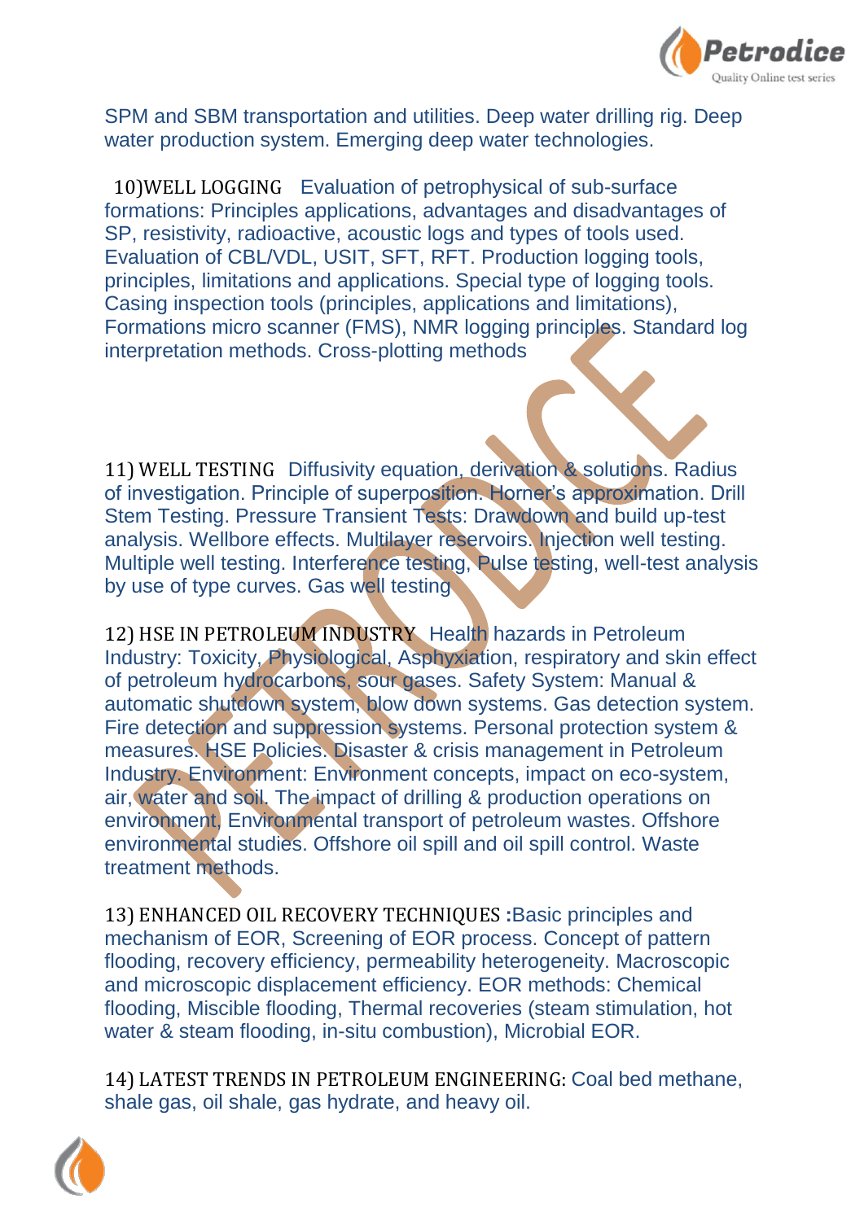SPM and SBM transportation and utilities. Deep water drilling rig. Deep water production system. Emerging deep water technologies.

**10)WELL LOGGING** Evaluation of petrophysical of sub-surface formations: Principles applications, advantages and disadvantages of SP, resistivity, radioactive, acoustic logs and types of tools used. Evaluation of CBL/VDL, USIT, SFT, RFT. Production logging tools, principles, limitations and applications. Special type of logging tools. Casing inspection tools (principles, applications and limitations), Formations micro scanner (FMS), NMR logging principles. Standard log interpretation methods. Cross-plotting methods

**11) WELL TESTING** Diffusivity equation, derivation & solutions. Radius of investigation. Principle of superposition. Horner's approximation. Drill Stem Testing. Pressure Transient Tests: Drawdown and build up-test analysis. Wellbore effects. Multilayer reservoirs. Injection well testing. Multiple well testing. Interference testing, Pulse testing, well-test analysis by use of type curves. Gas well testing

**12) HSE IN PETROLEUM INDUSTRY** Health hazards in Petroleum Industry: Toxicity, Physiological, Asphyxiation, respiratory and skin effect of petroleum hydrocarbons, sour gases. Safety System: Manual & automatic shutdown system, blow down systems. Gas detection system. Fire detection and suppression systems. Personal protection system & measures. HSE Policies. Disaster & crisis management in Petroleum Industry. Environment: Environment concepts, impact on eco-system, air, water and soil. The impact of drilling & production operations on environment, Environmental transport of petroleum wastes. Offshore environmental studies. Offshore oil spill and oil spill control. Waste treatment methods.

**13) ENHANCED OIL RECOVERY TECHNIQUES :**Basic principles and mechanism of EOR, Screening of EOR process. Concept of pattern flooding, recovery efficiency, permeability heterogeneity. Macroscopic and microscopic displacement efficiency. EOR methods: Chemical flooding, Miscible flooding, Thermal recoveries (steam stimulation, hot water & steam flooding, in-situ combustion), Microbial EOR.

**14) LATEST TRENDS IN PETROLEUM ENGINEERING:** Coal bed methane, shale gas, oil shale, gas hydrate, and heavy oil.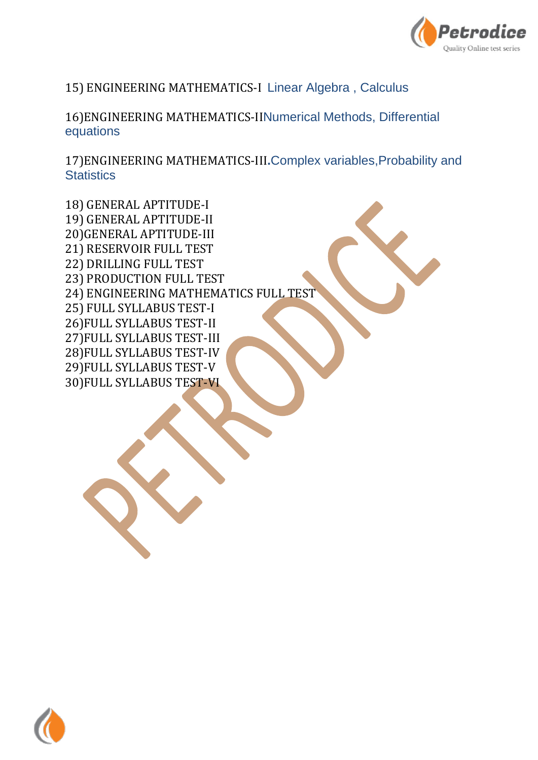15) ENGINEERING MATHEMATICS-I Linear Algebra , Calculus

16)ENGINEERING MATHEMATICS-IINumerical Methods, Differential equations

17)ENGINEERING MATHEMATICS-III.Complex variables,Probability and Statistics

18) GENERAL APTITUDE-I
19) GENERAL APTITUDE-II
20)GENERAL APTITUDE-III
21) RESERVOIR FULL TEST
22) DRILLING FULL TEST
23) PRODUCTION FULL TEST
24) ENGINEERING MATHEMATICS FULL TEST
25) FULL SYLLABUS TEST-I
26)FULL SYLLABUS TEST-II
27)FULL SYLLABUS TEST-III
28)FULL SYLLABUS TEST-IV
29)FULL SYLLABUS TEST-V
30)FULL SYLLABUS TEST-VI